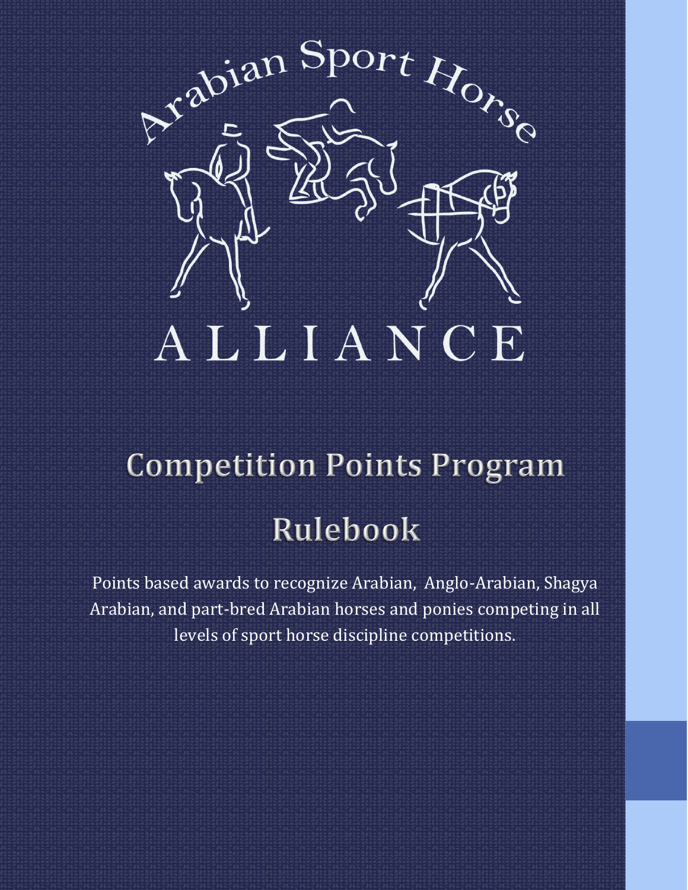# Arabian Sport Horse ALLIANCE

# Competition Points Program

# Rulebook

Points based awards to recognize Arabian, Anglo-Arabian, Shagya Arabian, and part-bred Arabian horses and ponies competing in all levels of sport horse discipline competitions.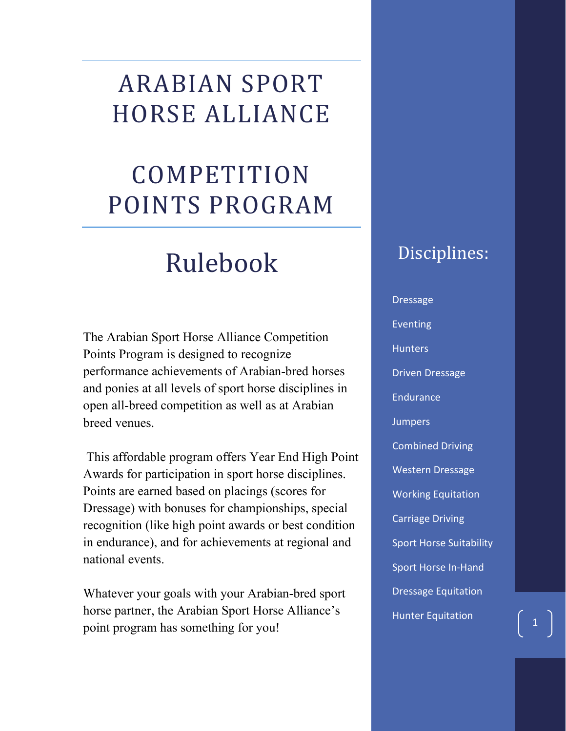# ARABIAN SPORT HORSE ALLIANCE

# COMPETITION POINTS PROGRAM

## Rulebook

The Arabian Sport Horse Alliance Competition Points Program is designed to recognize performance achievements of Arabian-bred horses and ponies at all levels of sport horse disciplines in open all-breed competition as well as at Arabian breed venues.

This affordable program offers Year End High Point Awards for participation in sport horse disciplines. Points are earned based on placings (scores for Dressage) with bonuses for championships, special recognition (like high point awards or best condition in endurance), and for achievements at regional and national events.

Whatever your goals with your Arabian-bred sport horse partner, the Arabian Sport Horse Alliance's point program has something for you!

## Disciplines:

- Dressage
- Eventing
- Hunters
- Driven Dressage
- Endurance
- Jumpers
- Combined Driving
- Western Dressage
- Working Equitation
- Carriage Driving
- Sport Horse Suitability
- Sport Horse In-Hand
- Dressage Equitation
- Hunter Equitation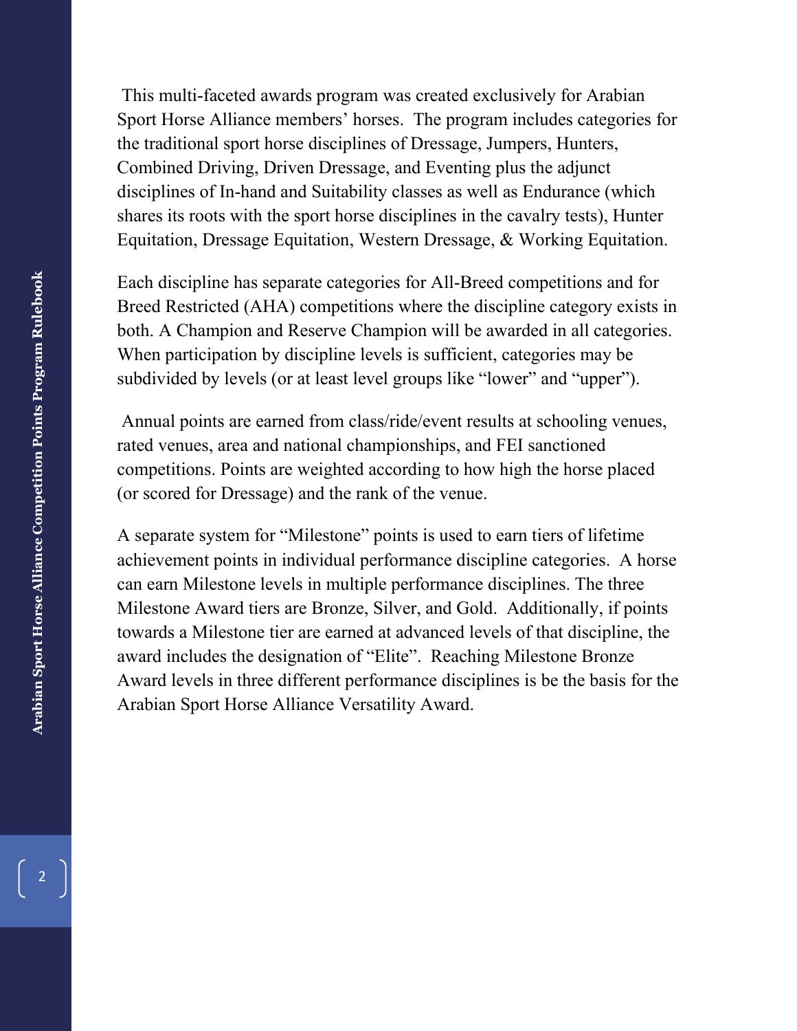This multi-faceted awards program was created exclusively for Arabian Sport Horse Alliance members' horses. The program includes categories for the traditional sport horse disciplines of Dressage, Jumpers, Hunters, Combined Driving, Driven Dressage, and Eventing plus the adjunct disciplines of In-hand and Suitability classes as well as Endurance (which shares its roots with the sport horse disciplines in the cavalry tests), Hunter Equitation, Dressage Equitation, Western Dressage, & Working Equitation.

Each discipline has separate categories for All-Breed competitions and for Breed Restricted (AHA) competitions where the discipline category exists in both. A Champion and Reserve Champion will be awarded in all categories. When participation by discipline levels is sufficient, categories may be subdivided by levels (or at least level groups like "lower" and "upper").

Annual points are earned from class/ride/event results at schooling venues, rated venues, area and national championships, and FEI sanctioned competitions. Points are weighted according to how high the horse placed (or scored for Dressage) and the rank of the venue.

A separate system for "Milestone" points is used to earn tiers of lifetime achievement points in individual performance discipline categories. A horse can earn Milestone levels in multiple performance disciplines. The three Milestone Award tiers are Bronze, Silver, and Gold. Additionally, if points towards a Milestone tier are earned at advanced levels of that discipline, the award includes the designation of "Elite". Reaching Milestone Bronze Award levels in three different performance disciplines is be the basis for the Arabian Sport Horse Alliance Versatility Award.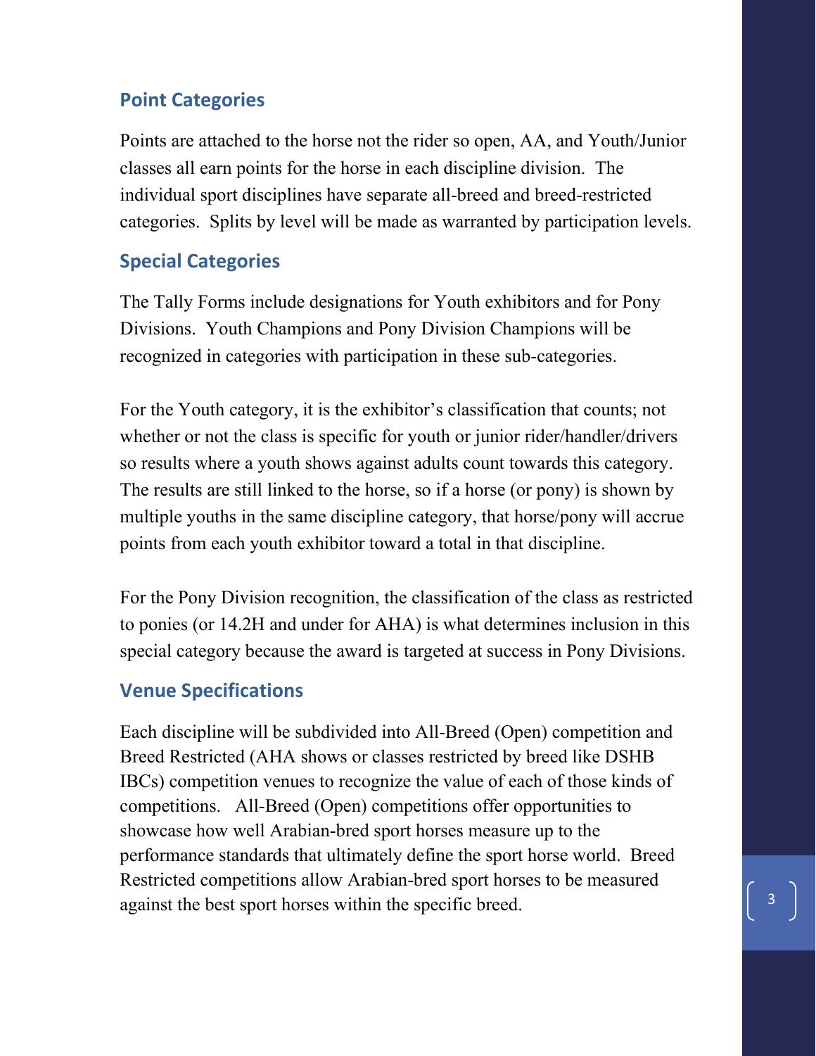## Point Categories

Points are attached to the horse not the rider so open, AA, and Youth/Junior classes all earn points for the horse in each discipline division. The individual sport disciplines have separate all-breed and breed-restricted categories. Splits by level will be made as warranted by participation levels.

## Special Categories

The Tally Forms include designations for Youth exhibitors and for Pony Divisions. Youth Champions and Pony Division Champions will be recognized in categories with participation in these sub-categories.

For the Youth category, it is the exhibitor's classification that counts; not whether or not the class is specific for youth or junior rider/handler/drivers so results where a youth shows against adults count towards this category. The results are still linked to the horse, so if a horse (or pony) is shown by multiple youths in the same discipline category, that horse/pony will accrue points from each youth exhibitor toward a total in that discipline.

For the Pony Division recognition, the classification of the class as restricted to ponies (or 14.2H and under for AHA) is what determines inclusion in this special category because the award is targeted at success in Pony Divisions.

## Venue Specifications

Each discipline will be subdivided into All-Breed (Open) competition and Breed Restricted (AHA shows or classes restricted by breed like DSHB IBCs) competition venues to recognize the value of each of those kinds of competitions. All-Breed (Open) competitions offer opportunities to showcase how well Arabian-bred sport horses measure up to the performance standards that ultimately define the sport horse world. Breed Restricted competitions allow Arabian-bred sport horses to be measured against the best sport horses within the specific breed.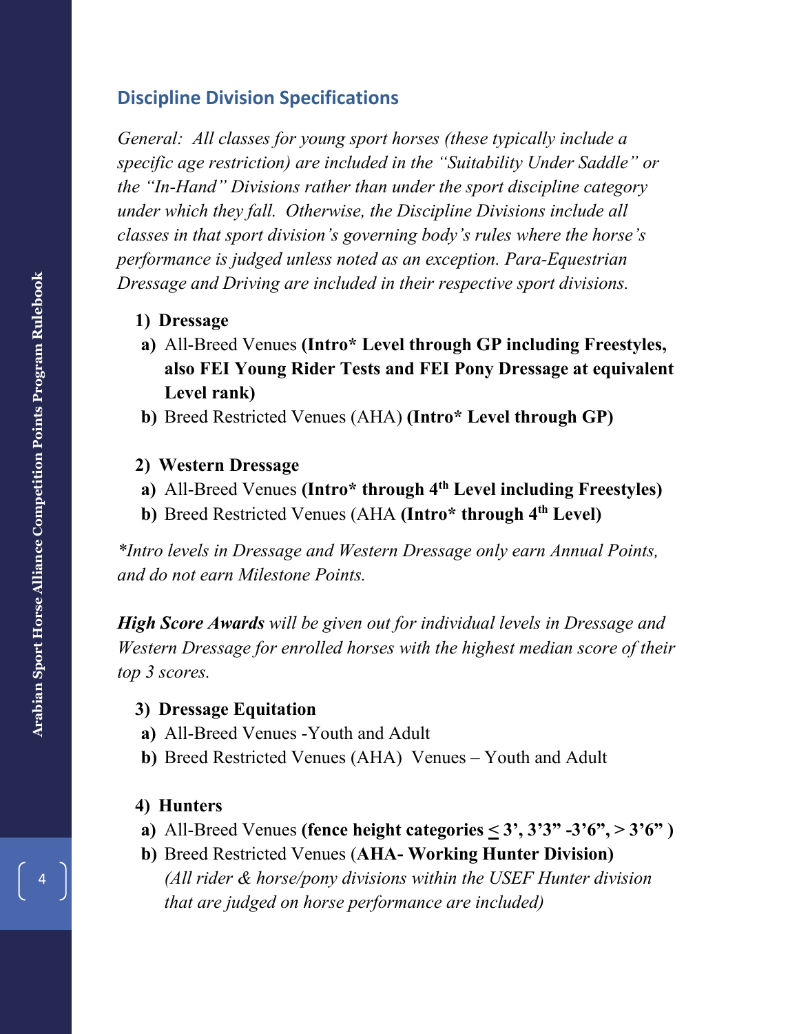## Discipline Division Specifications

*General: All classes for young sport horses (these typically include a specific age restriction) are included in the "Suitability Under Saddle" or the "In-Hand" Divisions rather than under the sport discipline category under which they fall. Otherwise, the Discipline Divisions include all classes in that sport division's governing body's rules where the horse's performance is judged unless noted as an exception. Para-Equestrian Dressage and Driving are included in their respective sport divisions.*

1) **Dressage**
   a) All-Breed Venues **(Intro* Level through GP including Freestyles, also FEI Young Rider Tests and FEI Pony Dressage at equivalent Level rank)**
   b) Breed Restricted Venues (AHA) **(Intro* Level through GP)**

2) **Western Dressage**
   a) All-Breed Venues **(Intro* through 4th Level including Freestyles)**
   b) Breed Restricted Venues (AHA **(Intro* through 4th Level)**

*\*Intro levels in Dressage and Western Dressage only earn Annual Points, and do not earn Milestone Points.*

***High Score Awards** will be given out for individual levels in Dressage and Western Dressage for enrolled horses with the highest median score of their top 3 scores.*

3) **Dressage Equitation**
   a) All-Breed Venues -Youth and Adult
   b) Breed Restricted Venues (AHA) Venues – Youth and Adult

4) **Hunters**
   a) All-Breed Venues **(fence height categories ≤ 3', 3'3" -3'6", > 3'6" )**
   b) Breed Restricted Venues (**AHA- Working Hunter Division)**
      *(All rider & horse/pony divisions within the USEF Hunter division that are judged on horse performance are included)*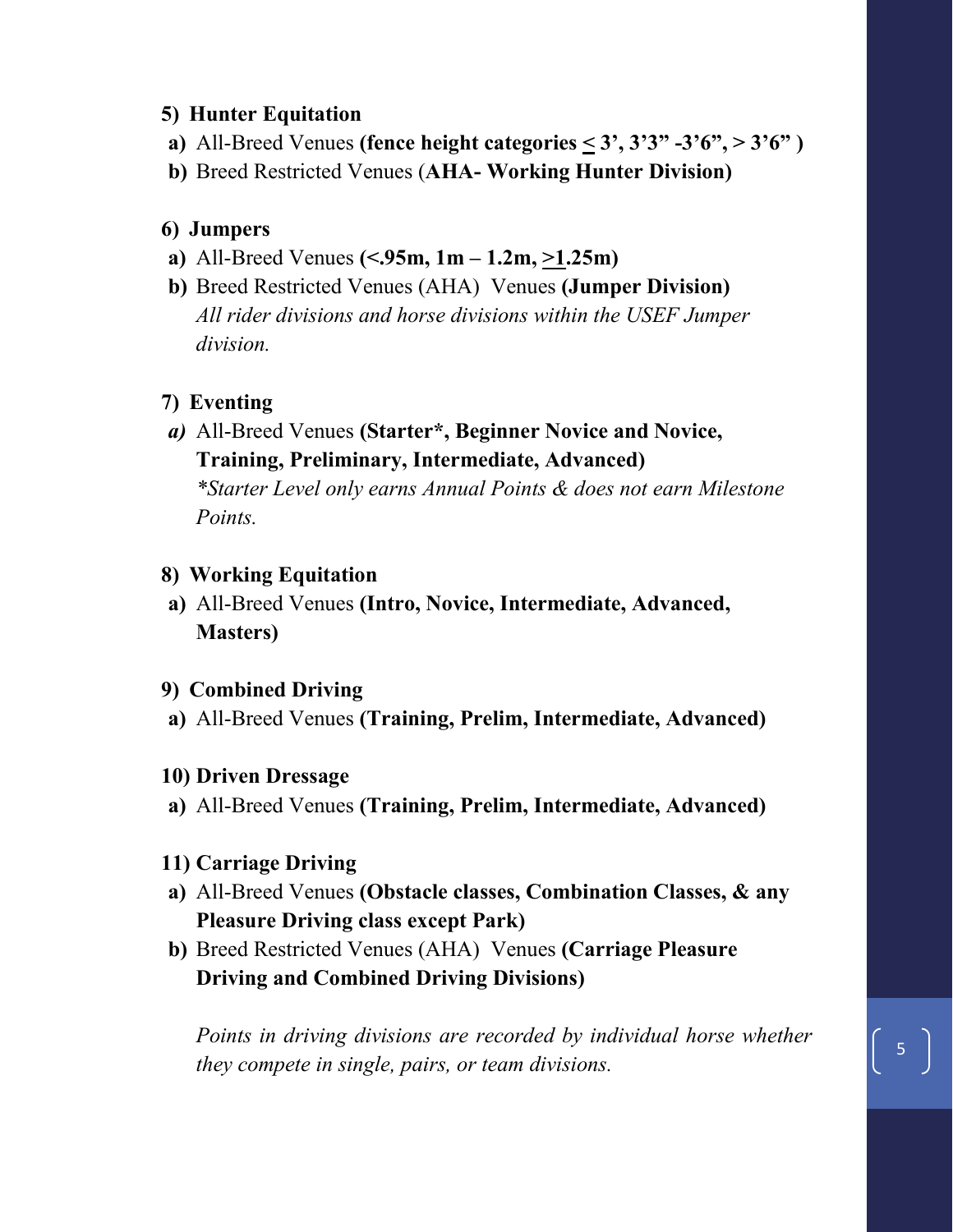**5) Hunter Equitation**

**a)** All-Breed Venues **(fence height categories ≤ 3', 3'3" -3'6", > 3'6" )**

**b)** Breed Restricted Venues (**AHA- Working Hunter Division)**

**6) Jumpers**

**a)** All-Breed Venues **(<.95m, 1m – 1.2m, ≥1.25m)**

**b)** Breed Restricted Venues (AHA) Venues **(Jumper Division)**

*All rider divisions and horse divisions within the USEF Jumper division.*

**7) Eventing**

***a)*** All-Breed Venues **(Starter*, Beginner Novice and Novice, Training, Preliminary, Intermediate, Advanced)**

*\*Starter Level only earns Annual Points & does not earn Milestone Points.*

**8) Working Equitation**

**a)** All-Breed Venues **(Intro, Novice, Intermediate, Advanced, Masters)**

**9) Combined Driving**

**a)** All-Breed Venues **(Training, Prelim, Intermediate, Advanced)**

**10) Driven Dressage**

**a)** All-Breed Venues **(Training, Prelim, Intermediate, Advanced)**

**11) Carriage Driving**

**a)** All-Breed Venues **(Obstacle classes, Combination Classes, & any Pleasure Driving class except Park)**

**b)** Breed Restricted Venues (AHA) Venues **(Carriage Pleasure Driving and Combined Driving Divisions)**

*Points in driving divisions are recorded by individual horse whether they compete in single, pairs, or team divisions.*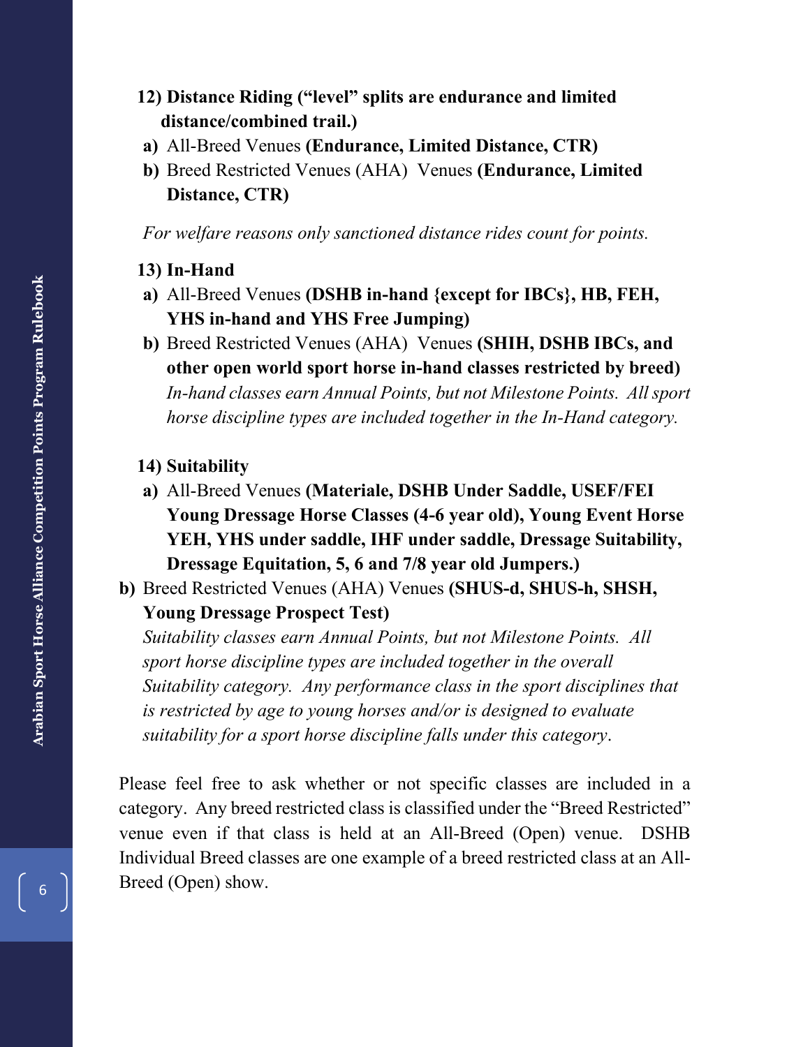**12) Distance Riding ("level" splits are endurance and limited distance/combined trail.)**

**a)** All-Breed Venues **(Endurance, Limited Distance, CTR)**

**b)** Breed Restricted Venues (AHA) Venues **(Endurance, Limited Distance, CTR)**

*For welfare reasons only sanctioned distance rides count for points.*

**13) In-Hand**

**a)** All-Breed Venues **(DSHB in-hand {except for IBCs}, HB, FEH, YHS in-hand and YHS Free Jumping)**

**b)** Breed Restricted Venues (AHA) Venues **(SHIH, DSHB IBCs, and other open world sport horse in-hand classes restricted by breed)**

*In-hand classes earn Annual Points, but not Milestone Points. All sport horse discipline types are included together in the In-Hand category.*

**14) Suitability**

**a)** All-Breed Venues **(Materiale, DSHB Under Saddle, USEF/FEI Young Dressage Horse Classes (4-6 year old), Young Event Horse YEH, YHS under saddle, IHF under saddle, Dressage Suitability, Dressage Equitation, 5, 6 and 7/8 year old Jumpers.)**

**b)** Breed Restricted Venues (AHA) Venues **(SHUS-d, SHUS-h, SHSH, Young Dressage Prospect Test)**

*Suitability classes earn Annual Points, but not Milestone Points. All sport horse discipline types are included together in the overall Suitability category. Any performance class in the sport disciplines that is restricted by age to young horses and/or is designed to evaluate suitability for a sport horse discipline falls under this category.*

Please feel free to ask whether or not specific classes are included in a category. Any breed restricted class is classified under the "Breed Restricted" venue even if that class is held at an All-Breed (Open) venue. DSHB Individual Breed classes are one example of a breed restricted class at an All-Breed (Open) show.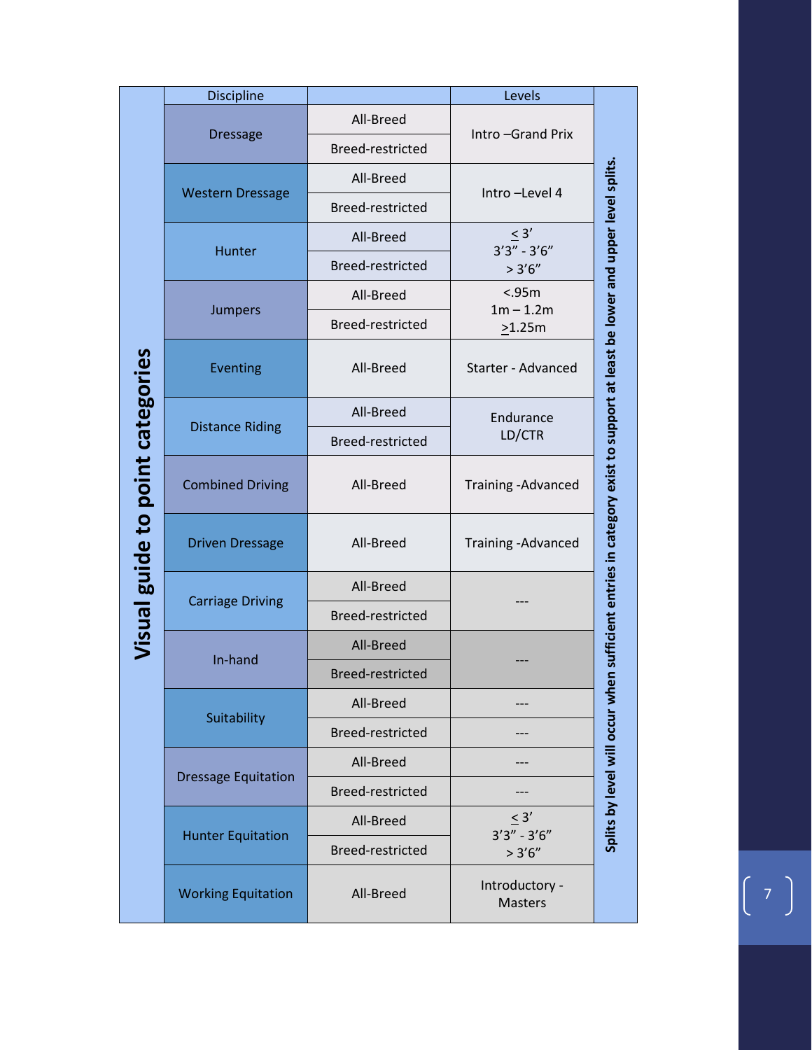# Visual guide to point categories

| Discipline | | Levels |
|---|---|---|
| Dressage | All-Breed | Intro –Grand Prix |
| | Breed-restricted | |
| Western Dressage | All-Breed | Intro –Level 4 |
| | Breed-restricted | |
| Hunter | All-Breed | ≤ 3’<br>3’3” - 3’6”<br>> 3’6” |
| | Breed-restricted | |
| Jumpers | All-Breed | <.95m<br>1m – 1.2m<br>≥1.25m |
| | Breed-restricted | |
| Eventing | All-Breed | Starter - Advanced |
| Distance Riding | All-Breed | Endurance<br>LD/CTR |
| | Breed-restricted | |
| Combined Driving | All-Breed | Training -Advanced |
| Driven Dressage | All-Breed | Training -Advanced |
| Carriage Driving | All-Breed | --- |
| | Breed-restricted | |
| In-hand | All-Breed | --- |
| | Breed-restricted | |
| Suitability | All-Breed | --- |
| | Breed-restricted | --- |
| Dressage Equitation | All-Breed | --- |
| | Breed-restricted | --- |
| Hunter Equitation | All-Breed | ≤ 3’<br>3’3” - 3’6”<br>> 3’6” |
| | Breed-restricted | |
| Working Equitation | All-Breed | Introductory - Masters |

**Splits by level will occur when sufficient entries in category exist to support at least be lower and upper level splits.**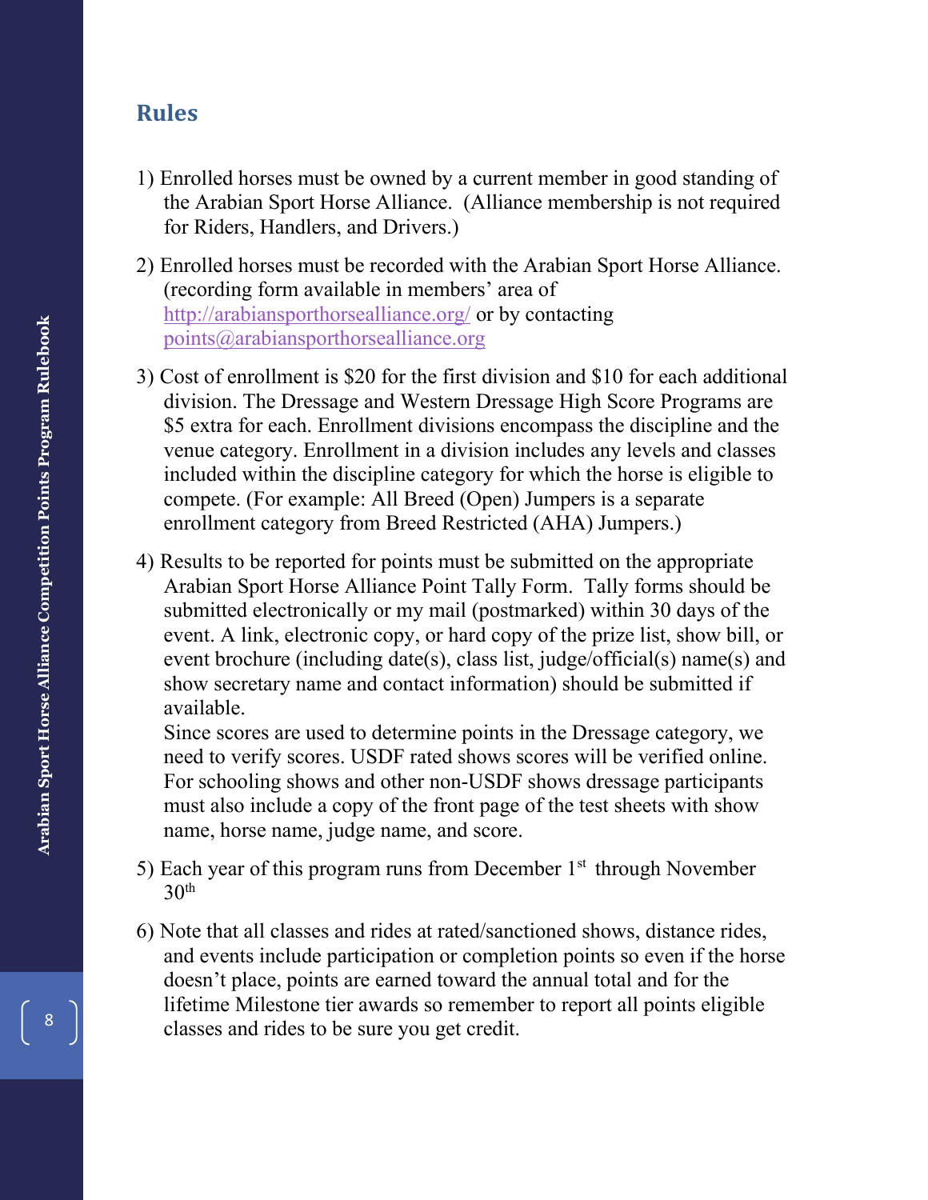## Rules

1) Enrolled horses must be owned by a current member in good standing of the Arabian Sport Horse Alliance. (Alliance membership is not required for Riders, Handlers, and Drivers.)

2) Enrolled horses must be recorded with the Arabian Sport Horse Alliance. (recording form available in members' area of http://arabiansporthorsealliance.org/ or by contacting points@arabiansporthorsealliance.org

3) Cost of enrollment is $20 for the first division and $10 for each additional division. The Dressage and Western Dressage High Score Programs are $5 extra for each. Enrollment divisions encompass the discipline and the venue category. Enrollment in a division includes any levels and classes included within the discipline category for which the horse is eligible to compete. (For example: All Breed (Open) Jumpers is a separate enrollment category from Breed Restricted (AHA) Jumpers.)

4) Results to be reported for points must be submitted on the appropriate Arabian Sport Horse Alliance Point Tally Form. Tally forms should be submitted electronically or my mail (postmarked) within 30 days of the event. A link, electronic copy, or hard copy of the prize list, show bill, or event brochure (including date(s), class list, judge/official(s) name(s) and show secretary name and contact information) should be submitted if available.
   Since scores are used to determine points in the Dressage category, we need to verify scores. USDF rated shows scores will be verified online. For schooling shows and other non-USDF shows dressage participants must also include a copy of the front page of the test sheets with show name, horse name, judge name, and score.

5) Each year of this program runs from December 1st through November 30th

6) Note that all classes and rides at rated/sanctioned shows, distance rides, and events include participation or completion points so even if the horse doesn't place, points are earned toward the annual total and for the lifetime Milestone tier awards so remember to report all points eligible classes and rides to be sure you get credit.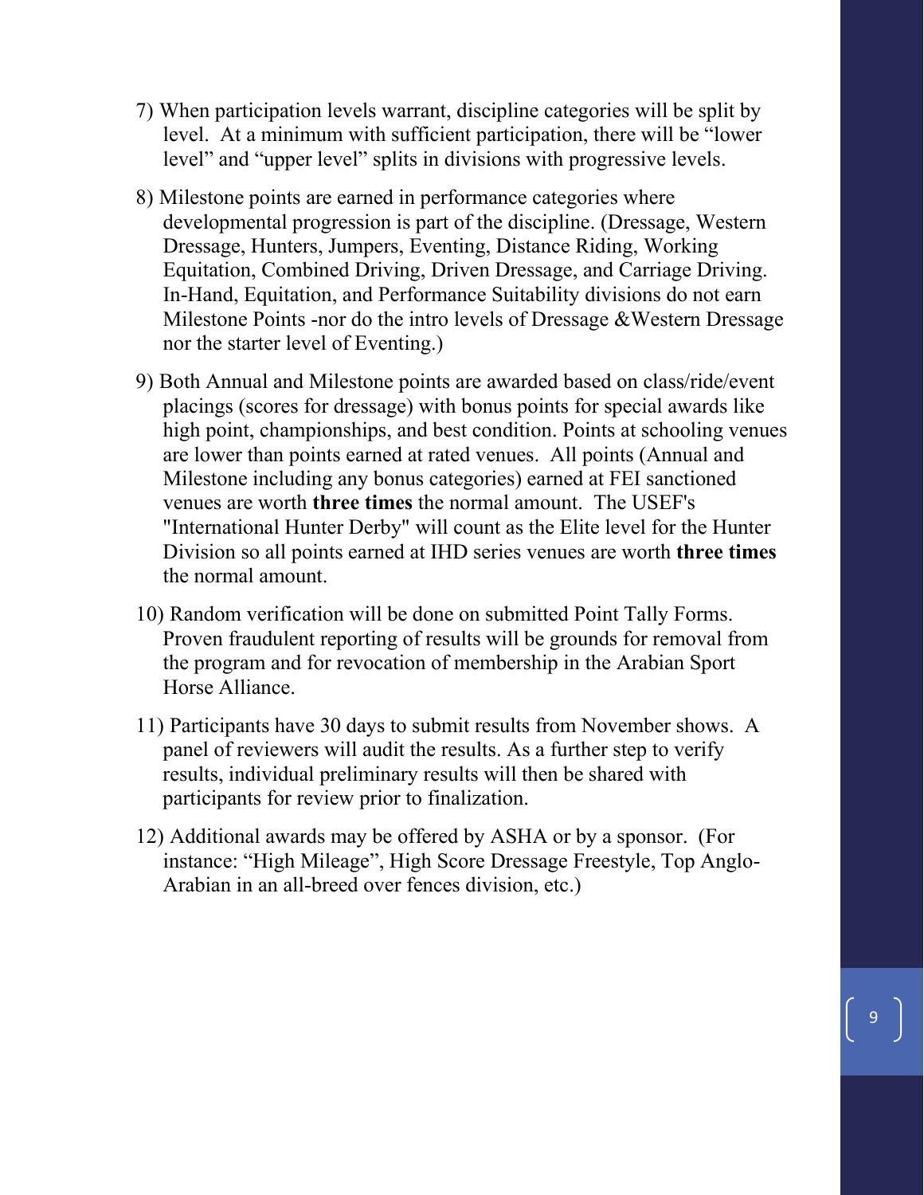7) When participation levels warrant, discipline categories will be split by level. At a minimum with sufficient participation, there will be "lower level" and "upper level" splits in divisions with progressive levels.

8) Milestone points are earned in performance categories where developmental progression is part of the discipline. (Dressage, Western Dressage, Hunters, Jumpers, Eventing, Distance Riding, Working Equitation, Combined Driving, Driven Dressage, and Carriage Driving. In-Hand, Equitation, and Performance Suitability divisions do not earn Milestone Points -nor do the intro levels of Dressage &Western Dressage nor the starter level of Eventing.)

9) Both Annual and Milestone points are awarded based on class/ride/event placings (scores for dressage) with bonus points for special awards like high point, championships, and best condition. Points at schooling venues are lower than points earned at rated venues. All points (Annual and Milestone including any bonus categories) earned at FEI sanctioned venues are worth **three times** the normal amount. The USEF's "International Hunter Derby" will count as the Elite level for the Hunter Division so all points earned at IHD series venues are worth **three times** the normal amount.

10) Random verification will be done on submitted Point Tally Forms. Proven fraudulent reporting of results will be grounds for removal from the program and for revocation of membership in the Arabian Sport Horse Alliance.

11) Participants have 30 days to submit results from November shows. A panel of reviewers will audit the results. As a further step to verify results, individual preliminary results will then be shared with participants for review prior to finalization.

12) Additional awards may be offered by ASHA or by a sponsor. (For instance: "High Mileage", High Score Dressage Freestyle, Top Anglo-Arabian in an all-breed over fences division, etc.)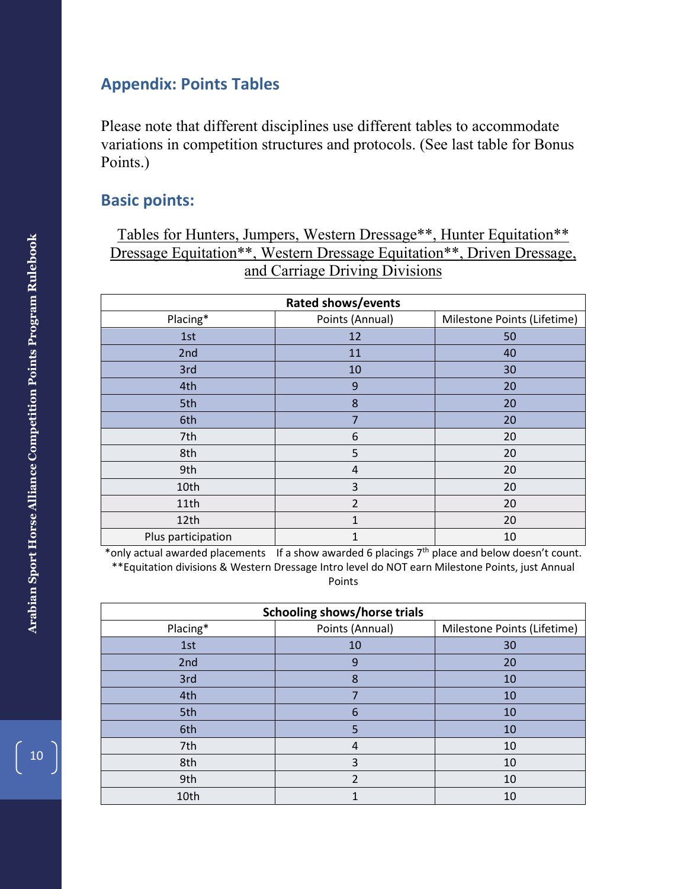## Appendix: Points Tables

Please note that different disciplines use different tables to accommodate variations in competition structures and protocols. (See last table for Bonus Points.)

## Basic points:

Tables for Hunters, Jumpers, Western Dressage**, Hunter Equitation** Dressage Equitation**, Western Dressage Equitation**, Driven Dressage, and Carriage Driving Divisions

| Rated shows/events | | |
|---|---|---|
| Placing* | Points (Annual) | Milestone Points (Lifetime) |
| 1st | 12 | 50 |
| 2nd | 11 | 40 |
| 3rd | 10 | 30 |
| 4th | 9 | 20 |
| 5th | 8 | 20 |
| 6th | 7 | 20 |
| 7th | 6 | 20 |
| 8th | 5 | 20 |
| 9th | 4 | 20 |
| 10th | 3 | 20 |
| 11th | 2 | 20 |
| 12th | 1 | 20 |
| Plus participation | 1 | 10 |

*only actual awarded placements  If a show awarded 6 placings 7th place and below doesn't count.
**Equitation divisions & Western Dressage Intro level do NOT earn Milestone Points, just Annual Points

| Schooling shows/horse trials | | |
|---|---|---|
| Placing* | Points (Annual) | Milestone Points (Lifetime) |
| 1st | 10 | 30 |
| 2nd | 9 | 20 |
| 3rd | 8 | 10 |
| 4th | 7 | 10 |
| 5th | 6 | 10 |
| 6th | 5 | 10 |
| 7th | 4 | 10 |
| 8th | 3 | 10 |
| 9th | 2 | 10 |
| 10th | 1 | 10 |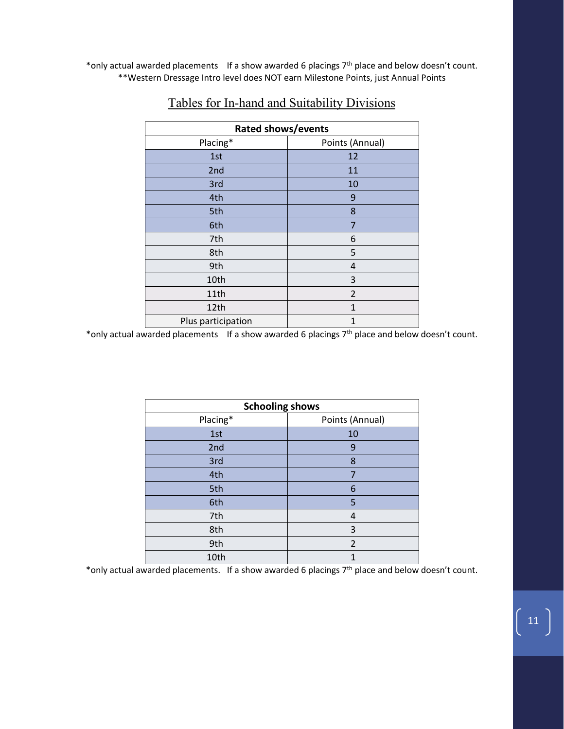*only actual awarded placements    If a show awarded 6 placings 7th place and below doesn't count.
**Western Dressage Intro level does NOT earn Milestone Points, just Annual Points

## Tables for In-hand and Suitability Divisions

| **Rated shows/events** | |
|---|---|
| Placing* | Points (Annual) |
| 1st | 12 |
| 2nd | 11 |
| 3rd | 10 |
| 4th | 9 |
| 5th | 8 |
| 6th | 7 |
| 7th | 6 |
| 8th | 5 |
| 9th | 4 |
| 10th | 3 |
| 11th | 2 |
| 12th | 1 |
| Plus participation | 1 |

*only actual awarded placements    If a show awarded 6 placings 7th place and below doesn't count.

| **Schooling shows** | |
|---|---|
| Placing* | Points (Annual) |
| 1st | 10 |
| 2nd | 9 |
| 3rd | 8 |
| 4th | 7 |
| 5th | 6 |
| 6th | 5 |
| 7th | 4 |
| 8th | 3 |
| 9th | 2 |
| 10th | 1 |

*only actual awarded placements.   If a show awarded 6 placings 7th place and below doesn't count.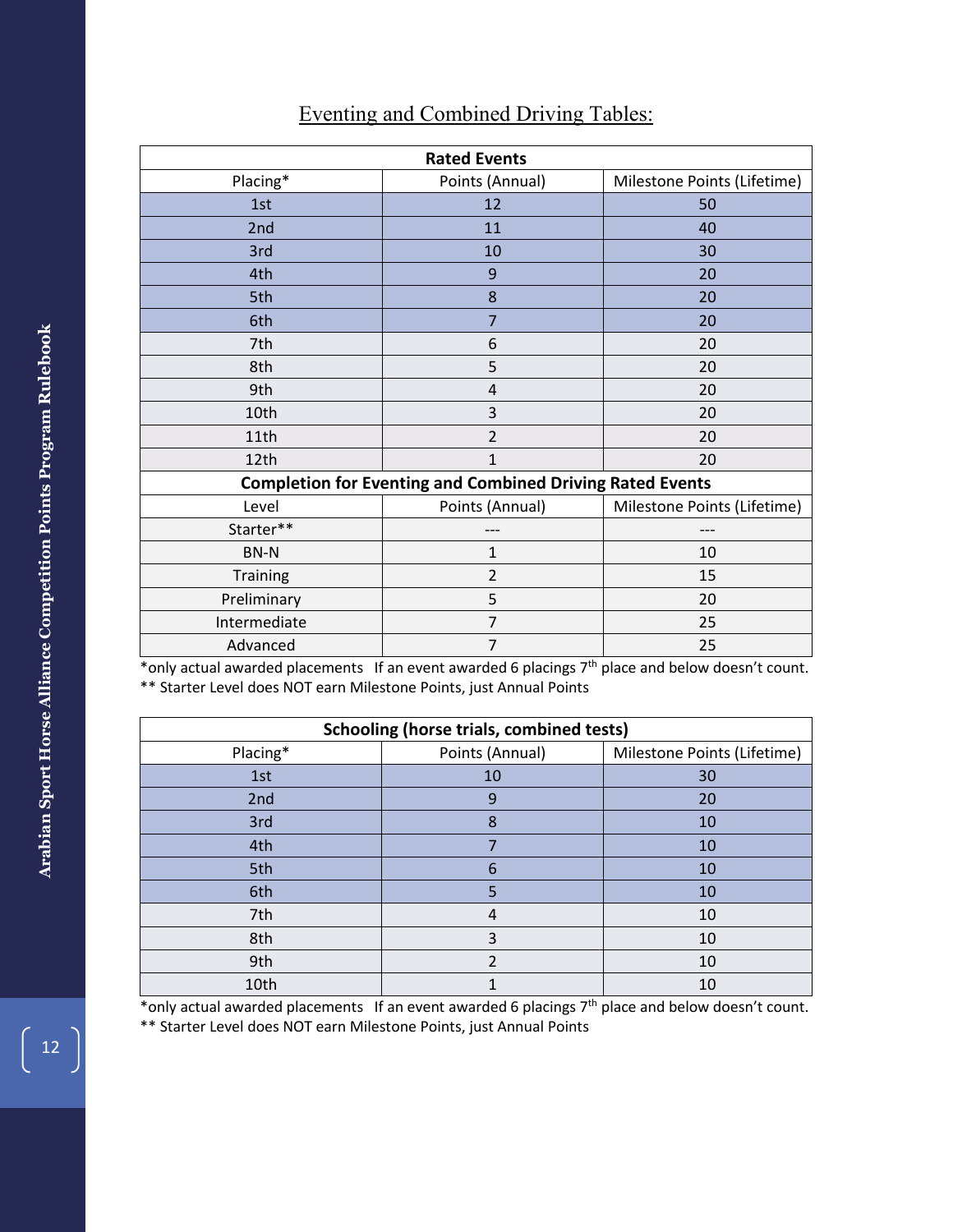## Eventing and Combined Driving Tables:

| Rated Events | | |
|---|---|---|
| Placing* | Points (Annual) | Milestone Points (Lifetime) |
| 1st | 12 | 50 |
| 2nd | 11 | 40 |
| 3rd | 10 | 30 |
| 4th | 9 | 20 |
| 5th | 8 | 20 |
| 6th | 7 | 20 |
| 7th | 6 | 20 |
| 8th | 5 | 20 |
| 9th | 4 | 20 |
| 10th | 3 | 20 |
| 11th | 2 | 20 |
| 12th | 1 | 20 |
| **Completion for Eventing and Combined Driving Rated Events** | | |
| Level | Points (Annual) | Milestone Points (Lifetime) |
| Starter** | --- | --- |
| BN-N | 1 | 10 |
| Training | 2 | 15 |
| Preliminary | 5 | 20 |
| Intermediate | 7 | 25 |
| Advanced | 7 | 25 |

*only actual awarded placements  If an event awarded 6 placings 7th place and below doesn't count.
** Starter Level does NOT earn Milestone Points, just Annual Points

| Schooling (horse trials, combined tests) | | |
|---|---|---|
| Placing* | Points (Annual) | Milestone Points (Lifetime) |
| 1st | 10 | 30 |
| 2nd | 9 | 20 |
| 3rd | 8 | 10 |
| 4th | 7 | 10 |
| 5th | 6 | 10 |
| 6th | 5 | 10 |
| 7th | 4 | 10 |
| 8th | 3 | 10 |
| 9th | 2 | 10 |
| 10th | 1 | 10 |

*only actual awarded placements  If an event awarded 6 placings 7th place and below doesn't count.
** Starter Level does NOT earn Milestone Points, just Annual Points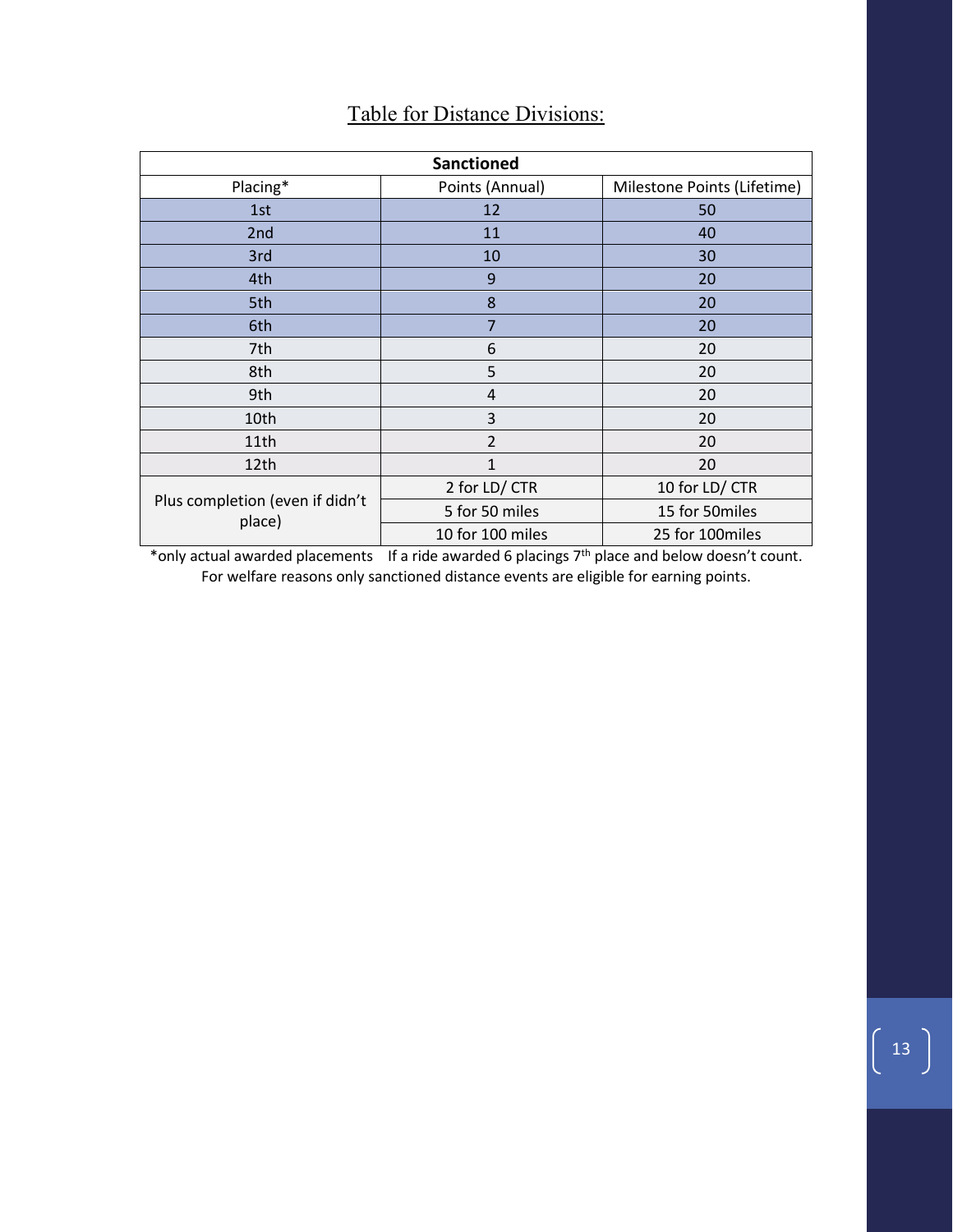## Table for Distance Divisions:

| Sanctioned | | |
|---|---|---|
| Placing* | Points (Annual) | Milestone Points (Lifetime) |
| 1st | 12 | 50 |
| 2nd | 11 | 40 |
| 3rd | 10 | 30 |
| 4th | 9 | 20 |
| 5th | 8 | 20 |
| 6th | 7 | 20 |
| 7th | 6 | 20 |
| 8th | 5 | 20 |
| 9th | 4 | 20 |
| 10th | 3 | 20 |
| 11th | 2 | 20 |
| 12th | 1 | 20 |
| Plus completion (even if didn't place) | 2 for LD/ CTR | 10 for LD/ CTR |
| | 5 for 50 miles | 15 for 50miles |
| | 10 for 100 miles | 25 for 100miles |

*only actual awarded placements If a ride awarded 6 placings 7th place and below doesn't count.
For welfare reasons only sanctioned distance events are eligible for earning points.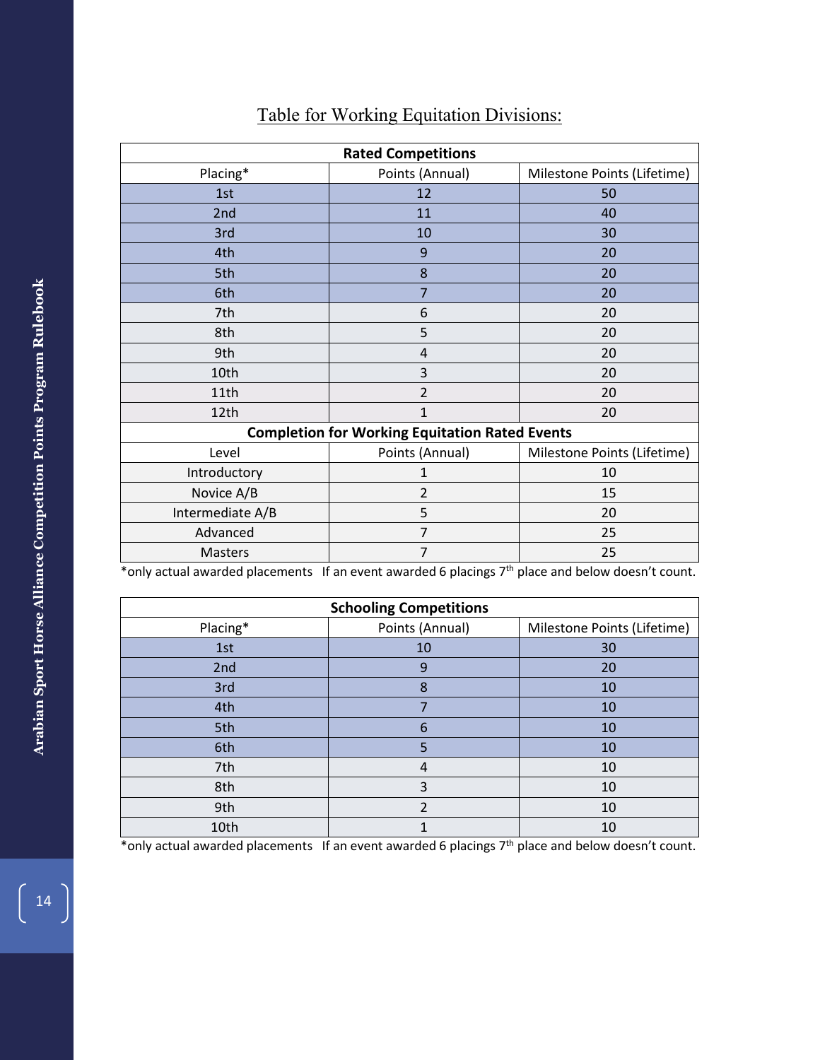## Table for Working Equitation Divisions:

| Rated Competitions | | |
|---|---|---|
| Placing* | Points (Annual) | Milestone Points (Lifetime) |
| 1st | 12 | 50 |
| 2nd | 11 | 40 |
| 3rd | 10 | 30 |
| 4th | 9 | 20 |
| 5th | 8 | 20 |
| 6th | 7 | 20 |
| 7th | 6 | 20 |
| 8th | 5 | 20 |
| 9th | 4 | 20 |
| 10th | 3 | 20 |
| 11th | 2 | 20 |
| 12th | 1 | 20 |
| **Completion for Working Equitation Rated Events** | | |
| Level | Points (Annual) | Milestone Points (Lifetime) |
| Introductory | 1 | 10 |
| Novice A/B | 2 | 15 |
| Intermediate A/B | 5 | 20 |
| Advanced | 7 | 25 |
| Masters | 7 | 25 |

*only actual awarded placements If an event awarded 6 placings 7th place and below doesn't count.

| Schooling Competitions | | |
|---|---|---|
| Placing* | Points (Annual) | Milestone Points (Lifetime) |
| 1st | 10 | 30 |
| 2nd | 9 | 20 |
| 3rd | 8 | 10 |
| 4th | 7 | 10 |
| 5th | 6 | 10 |
| 6th | 5 | 10 |
| 7th | 4 | 10 |
| 8th | 3 | 10 |
| 9th | 2 | 10 |
| 10th | 1 | 10 |

*only actual awarded placements If an event awarded 6 placings 7th place and below doesn't count.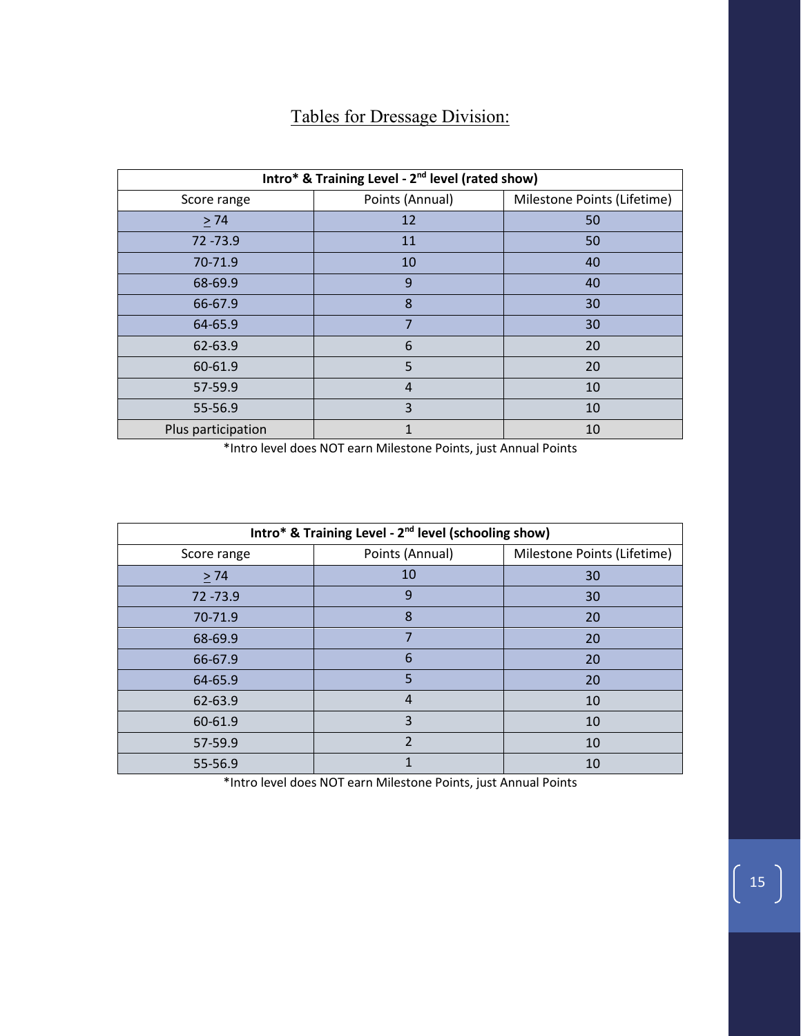## Tables for Dressage Division:

| Intro* & Training Level - 2nd level (rated show) | | |
|---|---|---|
| Score range | Points (Annual) | Milestone Points (Lifetime) |
| ≥ 74 | 12 | 50 |
| 72 -73.9 | 11 | 50 |
| 70-71.9 | 10 | 40 |
| 68-69.9 | 9 | 40 |
| 66-67.9 | 8 | 30 |
| 64-65.9 | 7 | 30 |
| 62-63.9 | 6 | 20 |
| 60-61.9 | 5 | 20 |
| 57-59.9 | 4 | 10 |
| 55-56.9 | 3 | 10 |
| Plus participation | 1 | 10 |

*Intro level does NOT earn Milestone Points, just Annual Points

| Intro* & Training Level - 2nd level (schooling show) | | |
|---|---|---|
| Score range | Points (Annual) | Milestone Points (Lifetime) |
| ≥ 74 | 10 | 30 |
| 72 -73.9 | 9 | 30 |
| 70-71.9 | 8 | 20 |
| 68-69.9 | 7 | 20 |
| 66-67.9 | 6 | 20 |
| 64-65.9 | 5 | 20 |
| 62-63.9 | 4 | 10 |
| 60-61.9 | 3 | 10 |
| 57-59.9 | 2 | 10 |
| 55-56.9 | 1 | 10 |

*Intro level does NOT earn Milestone Points, just Annual Points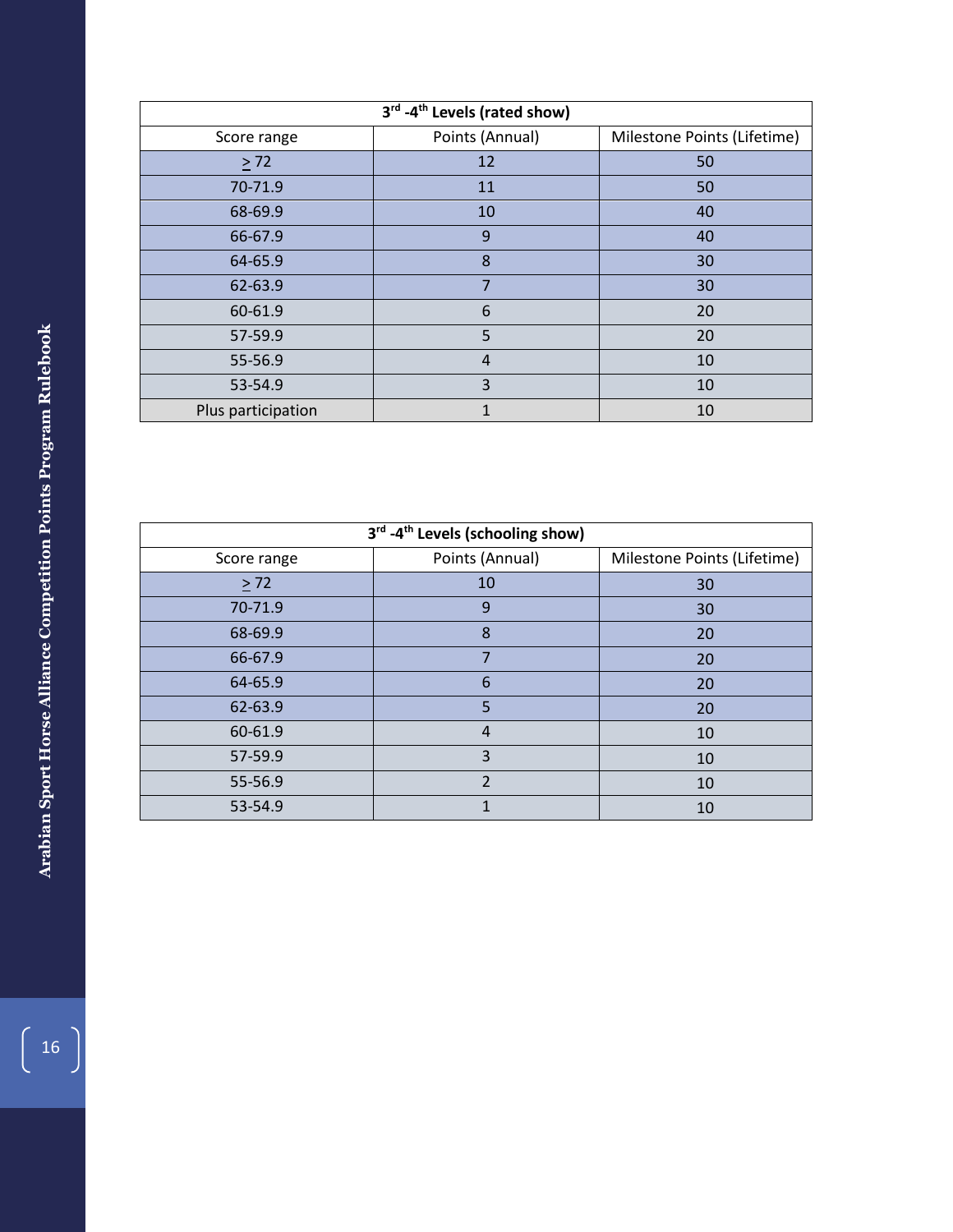| 3rd -4th Levels (rated show) | | |
|---|---|---|
| Score range | Points (Annual) | Milestone Points (Lifetime) |
| ≥ 72 | 12 | 50 |
| 70-71.9 | 11 | 50 |
| 68-69.9 | 10 | 40 |
| 66-67.9 | 9 | 40 |
| 64-65.9 | 8 | 30 |
| 62-63.9 | 7 | 30 |
| 60-61.9 | 6 | 20 |
| 57-59.9 | 5 | 20 |
| 55-56.9 | 4 | 10 |
| 53-54.9 | 3 | 10 |
| Plus participation | 1 | 10 |

| 3rd -4th Levels (schooling show) | | |
|---|---|---|
| Score range | Points (Annual) | Milestone Points (Lifetime) |
| ≥ 72 | 10 | 30 |
| 70-71.9 | 9 | 30 |
| 68-69.9 | 8 | 20 |
| 66-67.9 | 7 | 20 |
| 64-65.9 | 6 | 20 |
| 62-63.9 | 5 | 20 |
| 60-61.9 | 4 | 10 |
| 57-59.9 | 3 | 10 |
| 55-56.9 | 2 | 10 |
| 53-54.9 | 1 | 10 |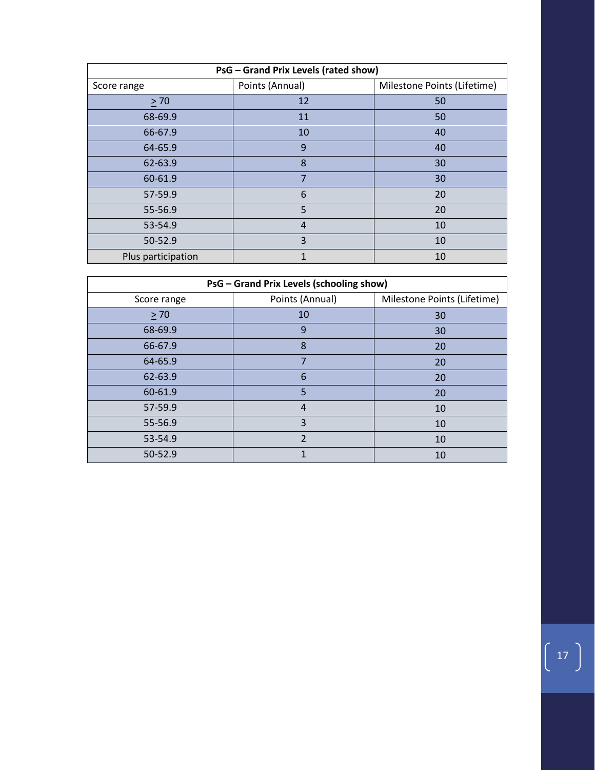| PsG – Grand Prix Levels (rated show) | | |
|---|---|---|
| Score range | Points (Annual) | Milestone Points (Lifetime) |
| ≥ 70 | 12 | 50 |
| 68-69.9 | 11 | 50 |
| 66-67.9 | 10 | 40 |
| 64-65.9 | 9 | 40 |
| 62-63.9 | 8 | 30 |
| 60-61.9 | 7 | 30 |
| 57-59.9 | 6 | 20 |
| 55-56.9 | 5 | 20 |
| 53-54.9 | 4 | 10 |
| 50-52.9 | 3 | 10 |
| Plus participation | 1 | 10 |

| PsG – Grand Prix Levels (schooling show) | | |
|---|---|---|
| Score range | Points (Annual) | Milestone Points (Lifetime) |
| ≥ 70 | 10 | 30 |
| 68-69.9 | 9 | 30 |
| 66-67.9 | 8 | 20 |
| 64-65.9 | 7 | 20 |
| 62-63.9 | 6 | 20 |
| 60-61.9 | 5 | 20 |
| 57-59.9 | 4 | 10 |
| 55-56.9 | 3 | 10 |
| 53-54.9 | 2 | 10 |
| 50-52.9 | 1 | 10 |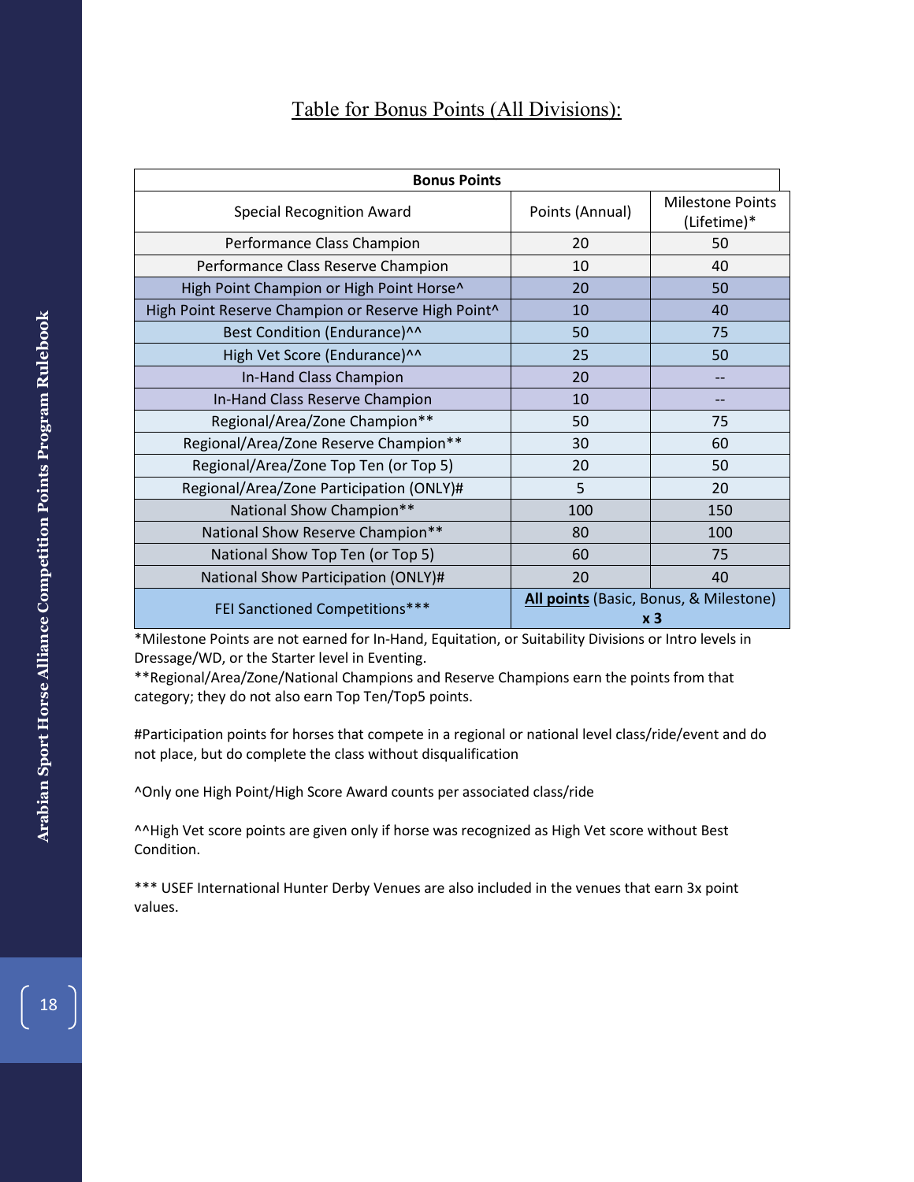## Table for Bonus Points (All Divisions):

| Bonus Points | | |
|---|---|---|
| Special Recognition Award | Points (Annual) | Milestone Points (Lifetime)* |
| Performance Class Champion | 20 | 50 |
| Performance Class Reserve Champion | 10 | 40 |
| High Point Champion or High Point Horse^ | 20 | 50 |
| High Point Reserve Champion or Reserve High Point^ | 10 | 40 |
| Best Condition (Endurance)^^ | 50 | 75 |
| High Vet Score (Endurance)^^ | 25 | 50 |
| In-Hand Class Champion | 20 | -- |
| In-Hand Class Reserve Champion | 10 | -- |
| Regional/Area/Zone Champion** | 50 | 75 |
| Regional/Area/Zone Reserve Champion** | 30 | 60 |
| Regional/Area/Zone Top Ten (or Top 5) | 20 | 50 |
| Regional/Area/Zone Participation (ONLY)# | 5 | 20 |
| National Show Champion** | 100 | 150 |
| National Show Reserve Champion** | 80 | 100 |
| National Show Top Ten (or Top 5) | 60 | 75 |
| National Show Participation (ONLY)# | 20 | 40 |
| FEI Sanctioned Competitions*** | **All points** (Basic, Bonus, & Milestone) **x 3** | |

*Milestone Points are not earned for In-Hand, Equitation, or Suitability Divisions or Intro levels in Dressage/WD, or the Starter level in Eventing.

**Regional/Area/Zone/National Champions and Reserve Champions earn the points from that category; they do not also earn Top Ten/Top5 points.

#Participation points for horses that compete in a regional or national level class/ride/event and do not place, but do complete the class without disqualification

^Only one High Point/High Score Award counts per associated class/ride

^^High Vet score points are given only if horse was recognized as High Vet score without Best Condition.

*** USEF International Hunter Derby Venues are also included in the venues that earn 3x point values.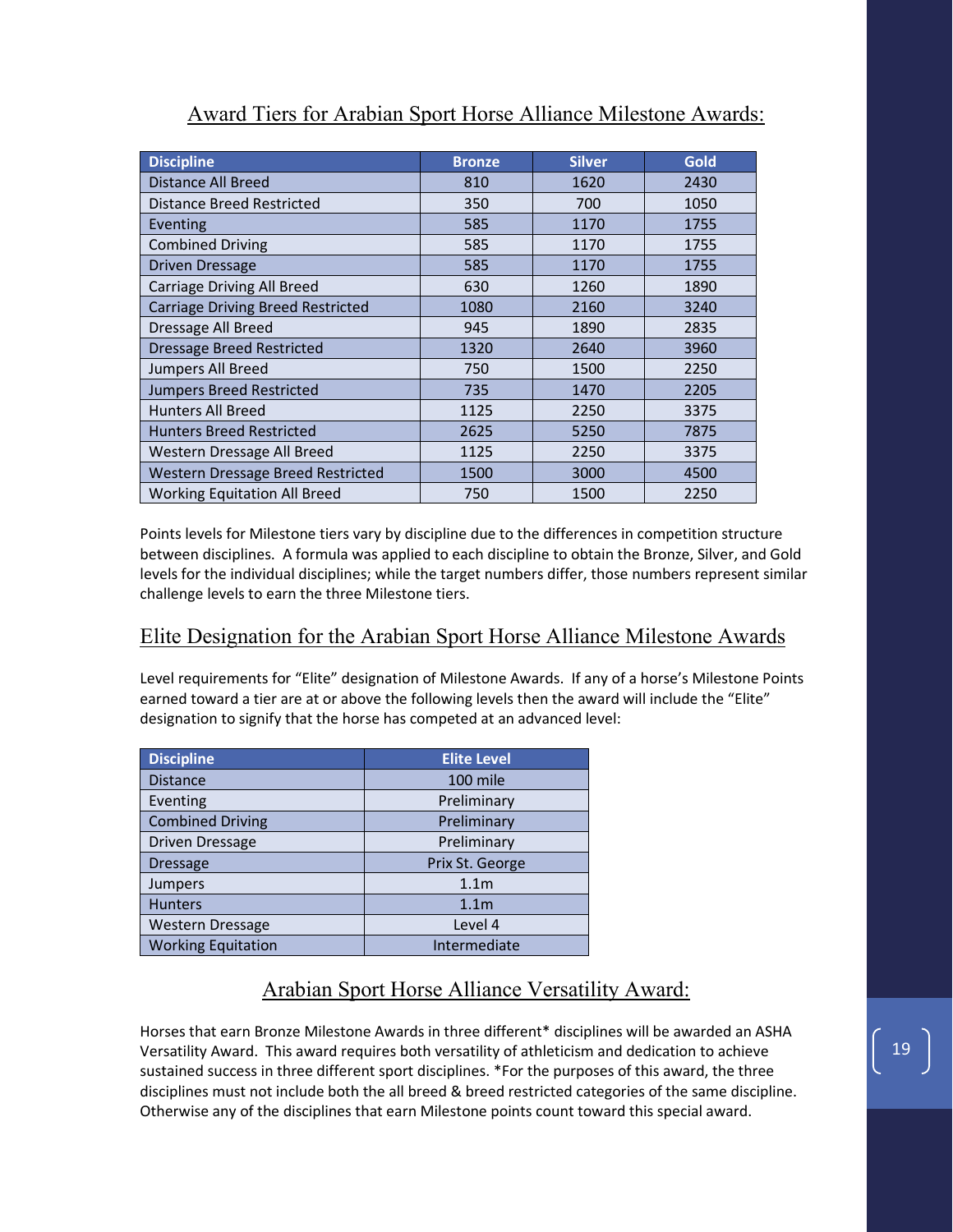## Award Tiers for Arabian Sport Horse Alliance Milestone Awards:

| Discipline | Bronze | Silver | Gold |
| --- | --- | --- | --- |
| Distance All Breed | 810 | 1620 | 2430 |
| Distance Breed Restricted | 350 | 700 | 1050 |
| Eventing | 585 | 1170 | 1755 |
| Combined Driving | 585 | 1170 | 1755 |
| Driven Dressage | 585 | 1170 | 1755 |
| Carriage Driving All Breed | 630 | 1260 | 1890 |
| Carriage Driving Breed Restricted | 1080 | 2160 | 3240 |
| Dressage All Breed | 945 | 1890 | 2835 |
| Dressage Breed Restricted | 1320 | 2640 | 3960 |
| Jumpers All Breed | 750 | 1500 | 2250 |
| Jumpers Breed Restricted | 735 | 1470 | 2205 |
| Hunters All Breed | 1125 | 2250 | 3375 |
| Hunters Breed Restricted | 2625 | 5250 | 7875 |
| Western Dressage All Breed | 1125 | 2250 | 3375 |
| Western Dressage Breed Restricted | 1500 | 3000 | 4500 |
| Working Equitation All Breed | 750 | 1500 | 2250 |

Points levels for Milestone tiers vary by discipline due to the differences in competition structure between disciplines. A formula was applied to each discipline to obtain the Bronze, Silver, and Gold levels for the individual disciplines; while the target numbers differ, those numbers represent similar challenge levels to earn the three Milestone tiers.

## Elite Designation for the Arabian Sport Horse Alliance Milestone Awards

Level requirements for "Elite" designation of Milestone Awards. If any of a horse's Milestone Points earned toward a tier are at or above the following levels then the award will include the "Elite" designation to signify that the horse has competed at an advanced level:

| Discipline | Elite Level |
| --- | --- |
| Distance | 100 mile |
| Eventing | Preliminary |
| Combined Driving | Preliminary |
| Driven Dressage | Preliminary |
| Dressage | Prix St. George |
| Jumpers | 1.1m |
| Hunters | 1.1m |
| Western Dressage | Level 4 |
| Working Equitation | Intermediate |

## Arabian Sport Horse Alliance Versatility Award:

Horses that earn Bronze Milestone Awards in three different* disciplines will be awarded an ASHA Versatility Award. This award requires both versatility of athleticism and dedication to achieve sustained success in three different sport disciplines. *For the purposes of this award, the three disciplines must not include both the all breed & breed restricted categories of the same discipline. Otherwise any of the disciplines that earn Milestone points count toward this special award.